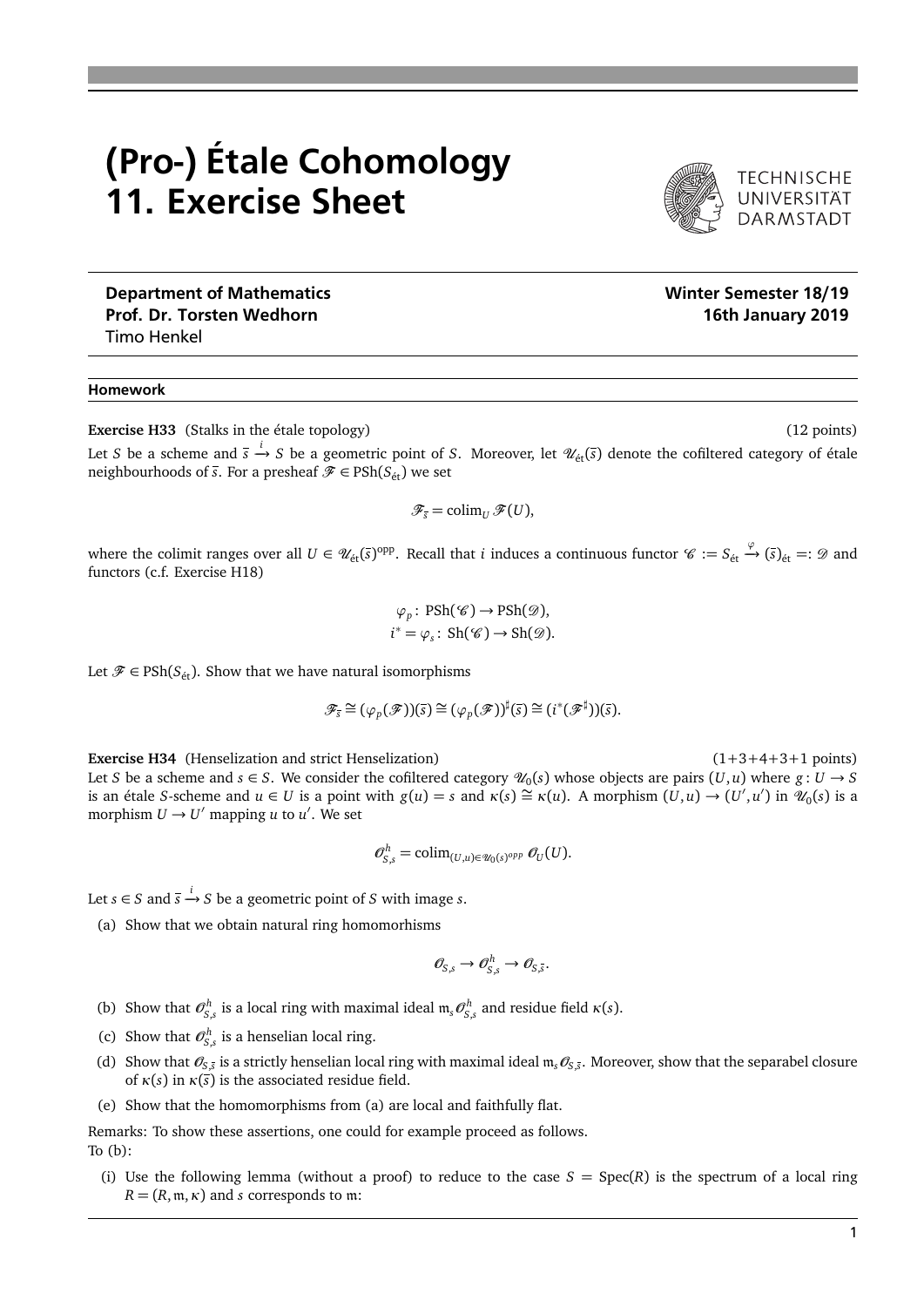# (Pro-) Étale Cohomology
# 11. Exercise Sheet

TECHNISCHE UNIVERSITÄT DARMSTADT

**Department of Mathematics**
**Prof. Dr. Torsten Wedhorn**
Timo Henkel

**Winter Semester 18/19**
**16th January 2019**

**Homework**

**Exercise H33** (Stalks in the étale topology) (12 points)

Let $S$ be a scheme and $\bar{s} \xrightarrow{i} S$ be a geometric point of $S$. Moreover, let $\mathscr{U}_{\text{ét}}(\bar{s})$ denote the cofiltered category of étale neighbourhoods of $\bar{s}$. For a presheaf $\mathscr{F} \in \text{PSh}(S_{\text{ét}})$ we set

$$\mathscr{F}_{\bar{s}} = \operatorname{colim}_U \mathscr{F}(U),$$

where the colimit ranges over all $U \in \mathscr{U}_{\text{ét}}(\bar{s})^{\text{opp}}$. Recall that $i$ induces a continuous functor $\mathscr{C} := S_{\text{ét}} \xrightarrow{\varphi} (\bar{s})_{\text{ét}} =: \mathscr{D}$ and functors (c.f. Exercise H18)

$$\varphi_p \colon \text{PSh}(\mathscr{C}) \to \text{PSh}(\mathscr{D}),$$
$$i^* = \varphi_s \colon \text{Sh}(\mathscr{C}) \to \text{Sh}(\mathscr{D}).$$

Let $\mathscr{F} \in \text{PSh}(S_{\text{ét}})$. Show that we have natural isomorphisms

$$\mathscr{F}_{\bar{s}} \cong (\varphi_p(\mathscr{F}))(\bar{s}) \cong (\varphi_p(\mathscr{F}))^\sharp(\bar{s}) \cong (i^*(\mathscr{F}^\sharp))(\bar{s}).$$

**Exercise H34** (Henselization and strict Henselization) (1+3+4+3+1 points)

Let $S$ be a scheme and $s \in S$. We consider the cofiltered category $\mathscr{U}_0(s)$ whose objects are pairs $(U, u)$ where $g \colon U \to S$ is an étale $S$-scheme and $u \in U$ is a point with $g(u) = s$ and $\kappa(s) \cong \kappa(u)$. A morphism $(U, u) \to (U', u')$ in $\mathscr{U}_0(s)$ is a morphism $U \to U'$ mapping $u$ to $u'$. We set

$$\mathscr{O}^h_{S,s} = \operatorname{colim}_{(U,u) \in \mathscr{U}_0(s)^{opp}} \mathscr{O}_U(U).$$

Let $s \in S$ and $\bar{s} \xrightarrow{i} S$ be a geometric point of $S$ with image $s$.

(a) Show that we obtain natural ring homomorhisms

$$\mathscr{O}_{S,s} \to \mathscr{O}^h_{S,s} \to \mathscr{O}_{S,\bar{s}}.$$

(b) Show that $\mathscr{O}^h_{S,s}$ is a local ring with maximal ideal $\mathfrak{m}_s \mathscr{O}^h_{S,s}$ and residue field $\kappa(s)$.

(c) Show that $\mathscr{O}^h_{S,s}$ is a henselian local ring.

(d) Show that $\mathscr{O}_{S,\bar{s}}$ is a strictly henselian local ring with maximal ideal $\mathfrak{m}_s \mathscr{O}_{S,\bar{s}}$. Moreover, show that the separabel closure of $\kappa(s)$ in $\kappa(\bar{s})$ is the associated residue field.

(e) Show that the homomorphisms from (a) are local and faithfully flat.

Remarks: To show these assertions, one could for example proceed as follows.
To (b):

(i) Use the following lemma (without a proof) to reduce to the case $S = \operatorname{Spec}(R)$ is the spectrum of a local ring $R = (R, \mathfrak{m}, \kappa)$ and $s$ corresponds to $\mathfrak{m}$: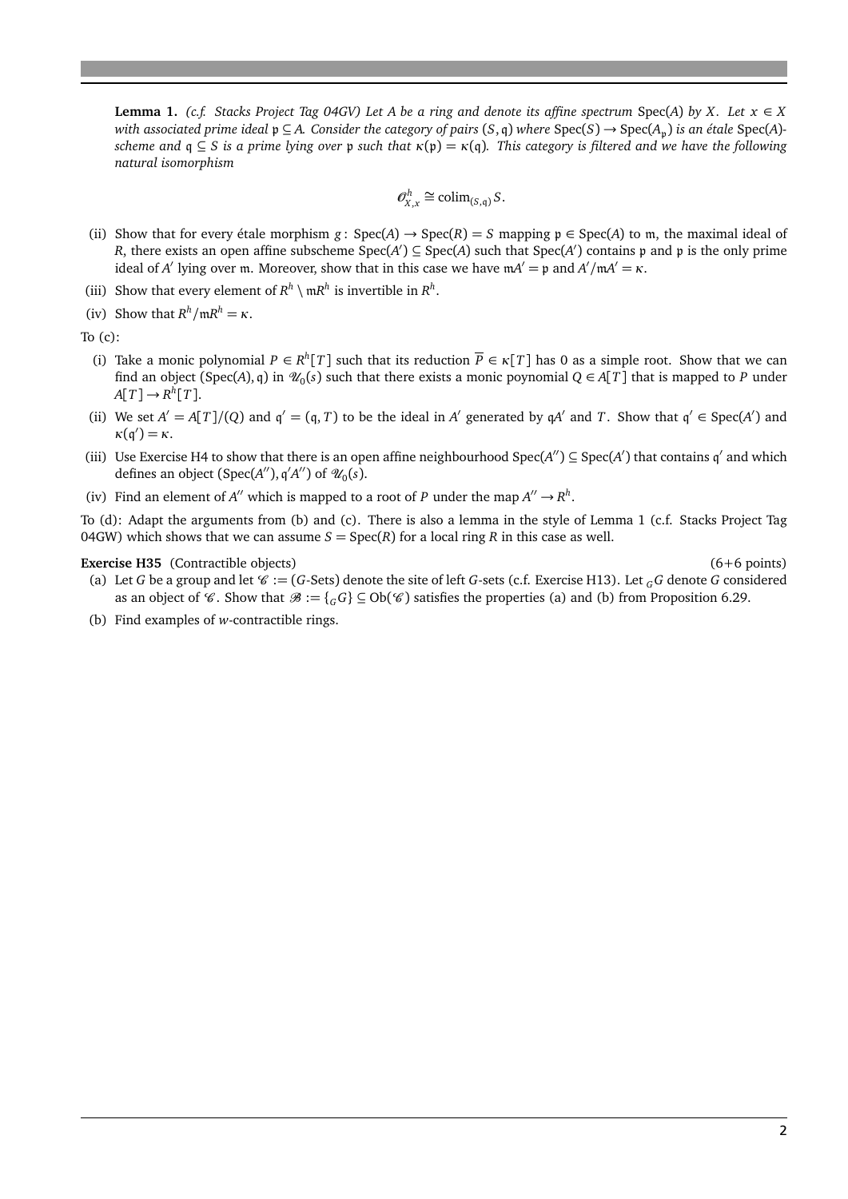**Lemma 1.** *(c.f. Stacks Project Tag 04GV) Let $A$ be a ring and denote its affine spectrum $\operatorname{Spec}(A)$ by $X$. Let $x \in X$ with associated prime ideal $\mathfrak{p} \subseteq A$. Consider the category of pairs $(S, \mathfrak{q})$ where $\operatorname{Spec}(S) \to \operatorname{Spec}(A_{\mathfrak{p}})$ is an étale $\operatorname{Spec}(A)$-scheme and $\mathfrak{q} \subseteq S$ is a prime lying over $\mathfrak{p}$ such that $\kappa(\mathfrak{p}) = \kappa(\mathfrak{q})$. This category is filtered and we have the following natural isomorphism*

$$\mathcal{O}^h_{X,x} \cong \operatorname{colim}_{(S,\mathfrak{q})} S.$$

(ii) Show that for every étale morphism $g\colon \operatorname{Spec}(A) \to \operatorname{Spec}(R) = S$ mapping $\mathfrak{p} \in \operatorname{Spec}(A)$ to $\mathfrak{m}$, the maximal ideal of $R$, there exists an open affine subscheme $\operatorname{Spec}(A') \subseteq \operatorname{Spec}(A)$ such that $\operatorname{Spec}(A')$ contains $\mathfrak{p}$ and $\mathfrak{p}$ is the only prime ideal of $A'$ lying over $\mathfrak{m}$. Moreover, show that in this case we have $\mathfrak{m}A' = \mathfrak{p}$ and $A'/\mathfrak{m}A' = \kappa$.

(iii) Show that every element of $R^h \setminus \mathfrak{m}R^h$ is invertible in $R^h$.

(iv) Show that $R^h/\mathfrak{m}R^h = \kappa$.

To (c):

(i) Take a monic polynomial $P \in R^h[T]$ such that its reduction $\overline{P} \in \kappa[T]$ has 0 as a simple root. Show that we can find an object $(\operatorname{Spec}(A), \mathfrak{q})$ in $\mathscr{U}_0(s)$ such that there exists a monic poynomial $Q \in A[T]$ that is mapped to $P$ under $A[T] \to R^h[T]$.

(ii) We set $A' = A[T]/(Q)$ and $\mathfrak{q}' = (\mathfrak{q}, T)$ to be the ideal in $A'$ generated by $\mathfrak{q}A'$ and $T$. Show that $\mathfrak{q}' \in \operatorname{Spec}(A')$ and $\kappa(\mathfrak{q}') = \kappa$.

(iii) Use Exercise H4 to show that there is an open affine neighbourhood $\operatorname{Spec}(A'') \subseteq \operatorname{Spec}(A')$ that contains $\mathfrak{q}'$ and which defines an object $(\operatorname{Spec}(A''), \mathfrak{q}'A'')$ of $\mathscr{U}_0(s)$.

(iv) Find an element of $A''$ which is mapped to a root of $P$ under the map $A'' \to R^h$.

To (d): Adapt the arguments from (b) and (c). There is also a lemma in the style of Lemma 1 (c.f. Stacks Project Tag 04GW) which shows that we can assume $S = \operatorname{Spec}(R)$ for a local ring $R$ in this case as well.

**Exercise H35** (Contractible objects) (6+6 points)

(a) Let $G$ be a group and let $\mathscr{C} := (G\text{-Sets})$ denote the site of left $G$-sets (c.f. Exercise H13). Let ${}_GG$ denote $G$ considered as an object of $\mathscr{C}$. Show that $\mathscr{B} := \{{}_GG\} \subseteq \operatorname{Ob}(\mathscr{C})$ satisfies the properties (a) and (b) from Proposition 6.29.

(b) Find examples of $w$-contractible rings.